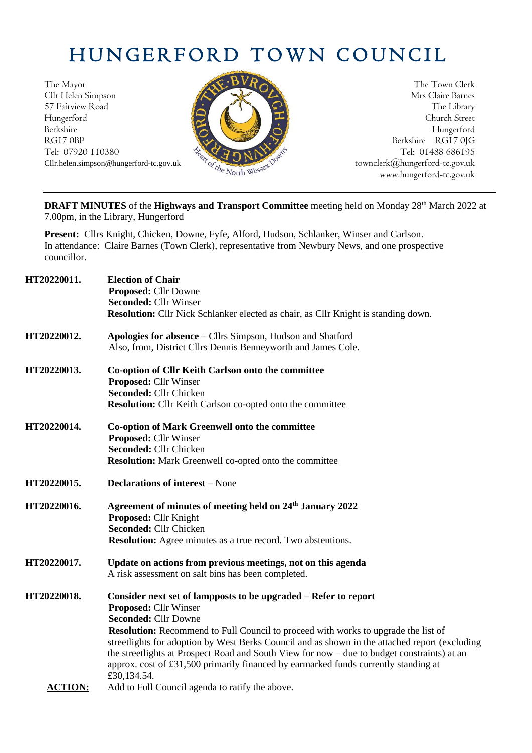# HUNGERFORD TOWN COUNCIL

The Mayor
Cllr Helen Simpson
57 Fairview Road
Hungerford
Berkshire
RG17 0BP
Tel: 07920 110380
Cllr.helen.simpson@hungerford-tc.gov.uk

The Town Clerk
Mrs Claire Barnes
The Library
Church Street
Hungerford
Berkshire RG17 0JG
Tel: 01488 686195
townclerk@hungerford-tc.gov.uk
www.hungerford-tc.gov.uk

---

**DRAFT MINUTES** of the **Highways and Transport Committee** meeting held on Monday 28th March 2022 at 7.00pm, in the Library, Hungerford

**Present:** Cllrs Knight, Chicken, Downe, Fyfe, Alford, Hudson, Schlanker, Winser and Carlson.
In attendance: Claire Barnes (Town Clerk), representative from Newbury News, and one prospective councillor.

**HT20220011. Election of Chair**
**Proposed:** Cllr Downe
**Seconded:** Cllr Winser
**Resolution:** Cllr Nick Schlanker elected as chair, as Cllr Knight is standing down.

**HT20220012. Apologies for absence** – Cllrs Simpson, Hudson and Shatford
Also, from, District Cllrs Dennis Benneyworth and James Cole.

**HT20220013. Co-option of Cllr Keith Carlson onto the committee**
**Proposed:** Cllr Winser
**Seconded:** Cllr Chicken
**Resolution:** Cllr Keith Carlson co-opted onto the committee

**HT20220014. Co-option of Mark Greenwell onto the committee**
**Proposed:** Cllr Winser
**Seconded:** Cllr Chicken
**Resolution:** Mark Greenwell co-opted onto the committee

**HT20220015. Declarations of interest** – None

**HT20220016. Agreement of minutes of meeting held on 24th January 2022**
**Proposed:** Cllr Knight
**Seconded:** Cllr Chicken
**Resolution:** Agree minutes as a true record. Two abstentions.

**HT20220017. Update on actions from previous meetings, not on this agenda**
A risk assessment on salt bins has been completed.

**HT20220018. Consider next set of lampposts to be upgraded – Refer to report**
**Proposed:** Cllr Winser
**Seconded:** Cllr Downe
**Resolution:** Recommend to Full Council to proceed with works to upgrade the list of streetlights for adoption by West Berks Council and as shown in the attached report (excluding the streetlights at Prospect Road and South View for now – due to budget constraints) at an approx. cost of £31,500 primarily financed by earmarked funds currently standing at £30,134.54.

**ACTION:** Add to Full Council agenda to ratify the above.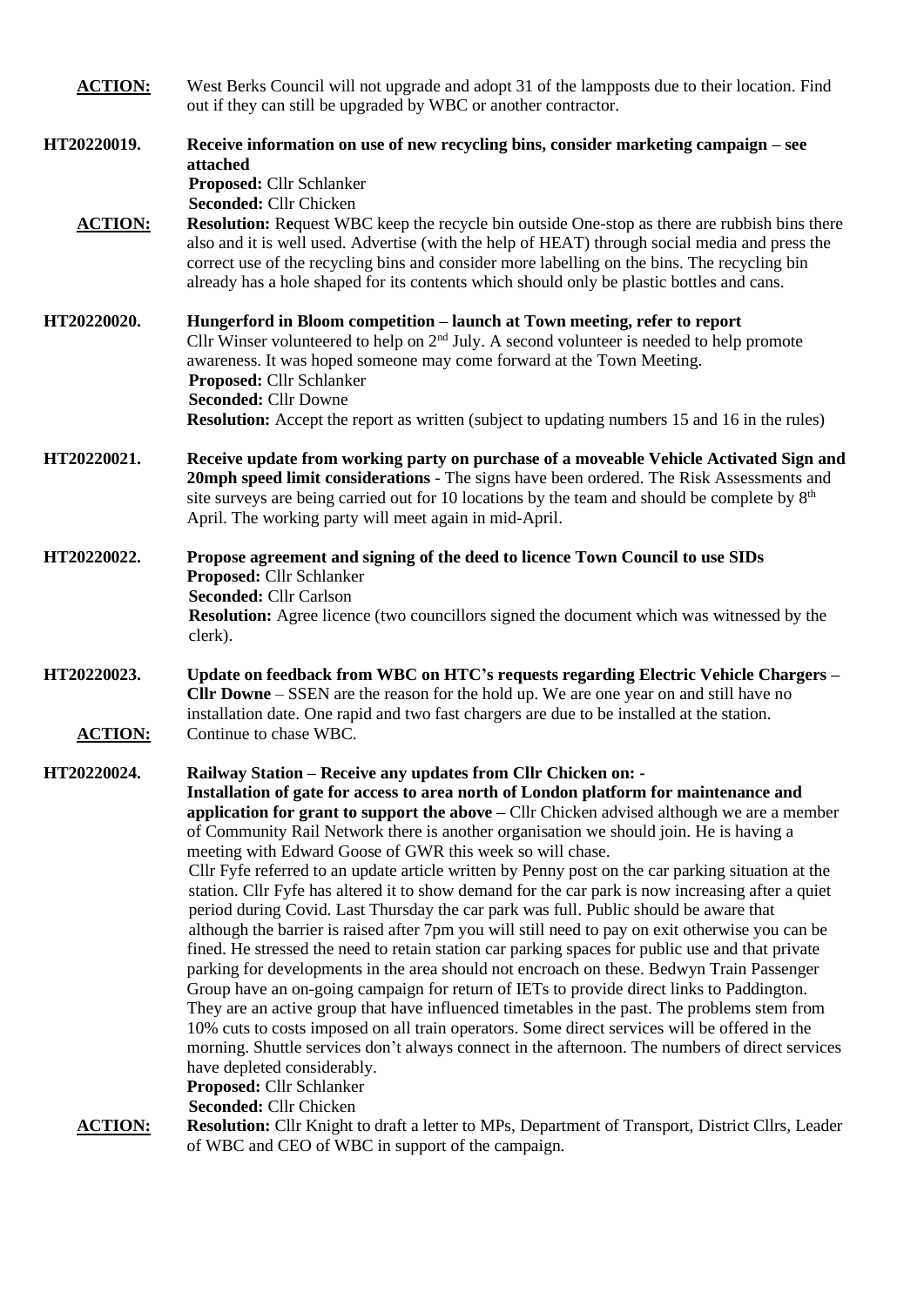**ACTION:** West Berks Council will not upgrade and adopt 31 of the lampposts due to their location. Find out if they can still be upgraded by WBC or another contractor.

**HT20220019. Receive information on use of new recycling bins, consider marketing campaign – see attached**

**Proposed:** Cllr Schlanker
**Seconded:** Cllr Chicken

**ACTION:** **Resolution:** Request WBC keep the recycle bin outside One-stop as there are rubbish bins there also and it is well used. Advertise (with the help of HEAT) through social media and press the correct use of the recycling bins and consider more labelling on the bins. The recycling bin already has a hole shaped for its contents which should only be plastic bottles and cans.

**HT20220020. Hungerford in Bloom competition – launch at Town meeting, refer to report**

Cllr Winser volunteered to help on 2nd July. A second volunteer is needed to help promote awareness. It was hoped someone may come forward at the Town Meeting.

**Proposed:** Cllr Schlanker
**Seconded:** Cllr Downe
**Resolution:** Accept the report as written (subject to updating numbers 15 and 16 in the rules)

**HT20220021. Receive update from working party on purchase of a moveable Vehicle Activated Sign and 20mph speed limit considerations** - The signs have been ordered. The Risk Assessments and site surveys are being carried out for 10 locations by the team and should be complete by 8th April. The working party will meet again in mid-April.

**HT20220022. Propose agreement and signing of the deed to licence Town Council to use SIDs**

**Proposed:** Cllr Schlanker
**Seconded:** Cllr Carlson
**Resolution:** Agree licence (two councillors signed the document which was witnessed by the clerk).

**HT20220023. Update on feedback from WBC on HTC's requests regarding Electric Vehicle Chargers – Cllr Downe** – SSEN are the reason for the hold up. We are one year on and still have no installation date. One rapid and two fast chargers are due to be installed at the station.

**ACTION:** Continue to chase WBC.

**HT20220024. Railway Station – Receive any updates from Cllr Chicken on: -**

**Installation of gate for access to area north of London platform for maintenance and application for grant to support the above –** Cllr Chicken advised although we are a member of Community Rail Network there is another organisation we should join. He is having a meeting with Edward Goose of GWR this week so will chase.

Cllr Fyfe referred to an update article written by Penny post on the car parking situation at the station. Cllr Fyfe has altered it to show demand for the car park is now increasing after a quiet period during Covid. Last Thursday the car park was full. Public should be aware that although the barrier is raised after 7pm you will still need to pay on exit otherwise you can be fined. He stressed the need to retain station car parking spaces for public use and that private parking for developments in the area should not encroach on these. Bedwyn Train Passenger Group have an on-going campaign for return of IETs to provide direct links to Paddington. They are an active group that have influenced timetables in the past. The problems stem from 10% cuts to costs imposed on all train operators. Some direct services will be offered in the morning. Shuttle services don't always connect in the afternoon. The numbers of direct services have depleted considerably.

**Proposed:** Cllr Schlanker
**Seconded:** Cllr Chicken

**ACTION:** **Resolution:** Cllr Knight to draft a letter to MPs, Department of Transport, District Cllrs, Leader of WBC and CEO of WBC in support of the campaign.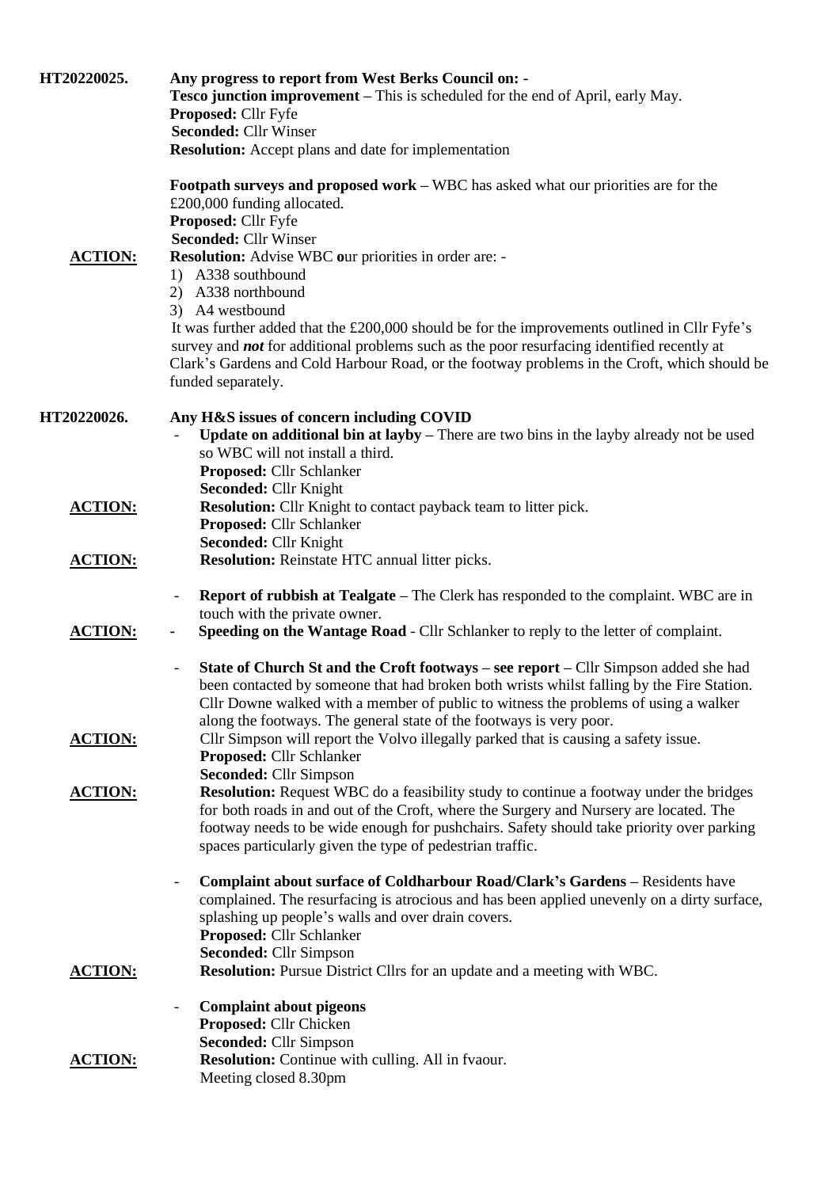**HT20220025.** **Any progress to report from West Berks Council on: -**

**Tesco junction improvement –** This is scheduled for the end of April, early May.
**Proposed:** Cllr Fyfe
**Seconded:** Cllr Winser
**Resolution:** Accept plans and date for implementation

**Footpath surveys and proposed work –** WBC has asked what our priorities are for the £200,000 funding allocated.
**Proposed:** Cllr Fyfe
**Seconded:** Cllr Winser

**ACTION:** **Resolution:** Advise WBC **o**ur priorities in order are: -

1) A338 southbound
2) A338 northbound
3) A4 westbound

It was further added that the £200,000 should be for the improvements outlined in Cllr Fyfe's survey and ***not*** for additional problems such as the poor resurfacing identified recently at Clark's Gardens and Cold Harbour Road, or the footway problems in the Croft, which should be funded separately.

**HT20220026.** **Any H&S issues of concern including COVID**

- **Update on additional bin at layby –** There are two bins in the layby already not be used so WBC will not install a third.
  **Proposed:** Cllr Schlanker
  **Seconded:** Cllr Knight

**ACTION:** **Resolution:** Cllr Knight to contact payback team to litter pick.
**Proposed:** Cllr Schlanker
**Seconded:** Cllr Knight

**ACTION:** **Resolution:** Reinstate HTC annual litter picks.

- **Report of rubbish at Tealgate –** The Clerk has responded to the complaint. WBC are in touch with the private owner.

**ACTION:** - **Speeding on the Wantage Road** - Cllr Schlanker to reply to the letter of complaint.

- **State of Church St and the Croft footways – see report –** Cllr Simpson added she had been contacted by someone that had broken both wrists whilst falling by the Fire Station. Cllr Downe walked with a member of public to witness the problems of using a walker along the footways. The general state of the footways is very poor.

**ACTION:** Cllr Simpson will report the Volvo illegally parked that is causing a safety issue.
**Proposed:** Cllr Schlanker
**Seconded:** Cllr Simpson

**ACTION:** **Resolution:** Request WBC do a feasibility study to continue a footway under the bridges for both roads in and out of the Croft, where the Surgery and Nursery are located. The footway needs to be wide enough for pushchairs. Safety should take priority over parking spaces particularly given the type of pedestrian traffic.

- **Complaint about surface of Coldharbour Road/Clark's Gardens –** Residents have complained. The resurfacing is atrocious and has been applied unevenly on a dirty surface, splashing up people's walls and over drain covers.
  **Proposed:** Cllr Schlanker
  **Seconded:** Cllr Simpson

**ACTION:** **Resolution:** Pursue District Cllrs for an update and a meeting with WBC.

- **Complaint about pigeons**
  **Proposed:** Cllr Chicken
  **Seconded:** Cllr Simpson

**ACTION:** **Resolution:** Continue with culling. All in fvaour.
Meeting closed 8.30pm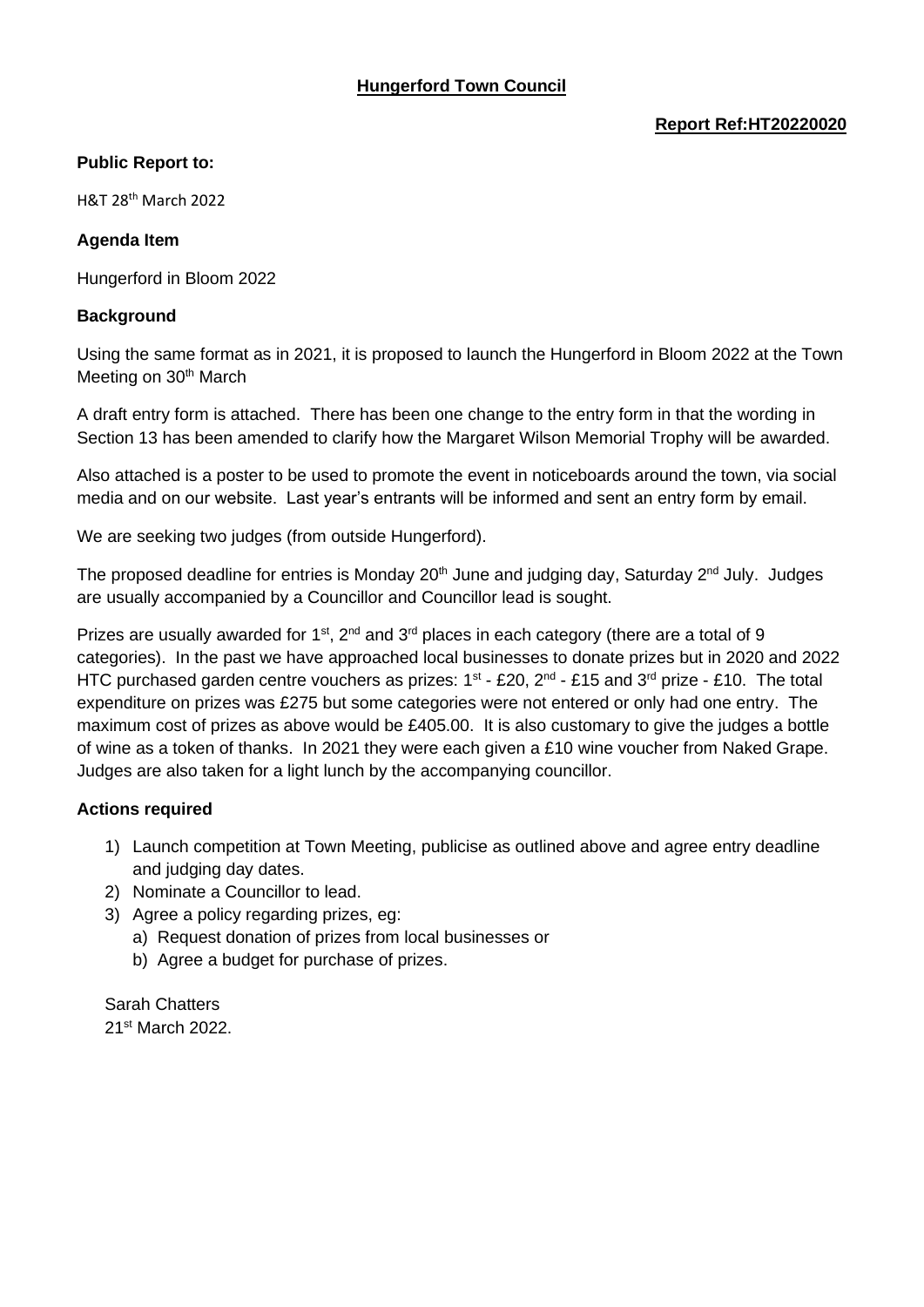**Hungerford Town Council**

**Report Ref:HT20220020**

**Public Report to:**

H&T 28th March 2022

**Agenda Item**

Hungerford in Bloom 2022

**Background**

Using the same format as in 2021, it is proposed to launch the Hungerford in Bloom 2022 at the Town Meeting on 30th March

A draft entry form is attached. There has been one change to the entry form in that the wording in Section 13 has been amended to clarify how the Margaret Wilson Memorial Trophy will be awarded.

Also attached is a poster to be used to promote the event in noticeboards around the town, via social media and on our website. Last year's entrants will be informed and sent an entry form by email.

We are seeking two judges (from outside Hungerford).

The proposed deadline for entries is Monday 20th June and judging day, Saturday 2nd July. Judges are usually accompanied by a Councillor and Councillor lead is sought.

Prizes are usually awarded for 1st, 2nd and 3rd places in each category (there are a total of 9 categories). In the past we have approached local businesses to donate prizes but in 2020 and 2022 HTC purchased garden centre vouchers as prizes: 1st - £20, 2nd - £15 and 3rd prize - £10. The total expenditure on prizes was £275 but some categories were not entered or only had one entry. The maximum cost of prizes as above would be £405.00. It is also customary to give the judges a bottle of wine as a token of thanks. In 2021 they were each given a £10 wine voucher from Naked Grape. Judges are also taken for a light lunch by the accompanying councillor.

**Actions required**

1) Launch competition at Town Meeting, publicise as outlined above and agree entry deadline and judging day dates.
2) Nominate a Councillor to lead.
3) Agree a policy regarding prizes, eg:
   a) Request donation of prizes from local businesses or
   b) Agree a budget for purchase of prizes.

Sarah Chatters
21st March 2022.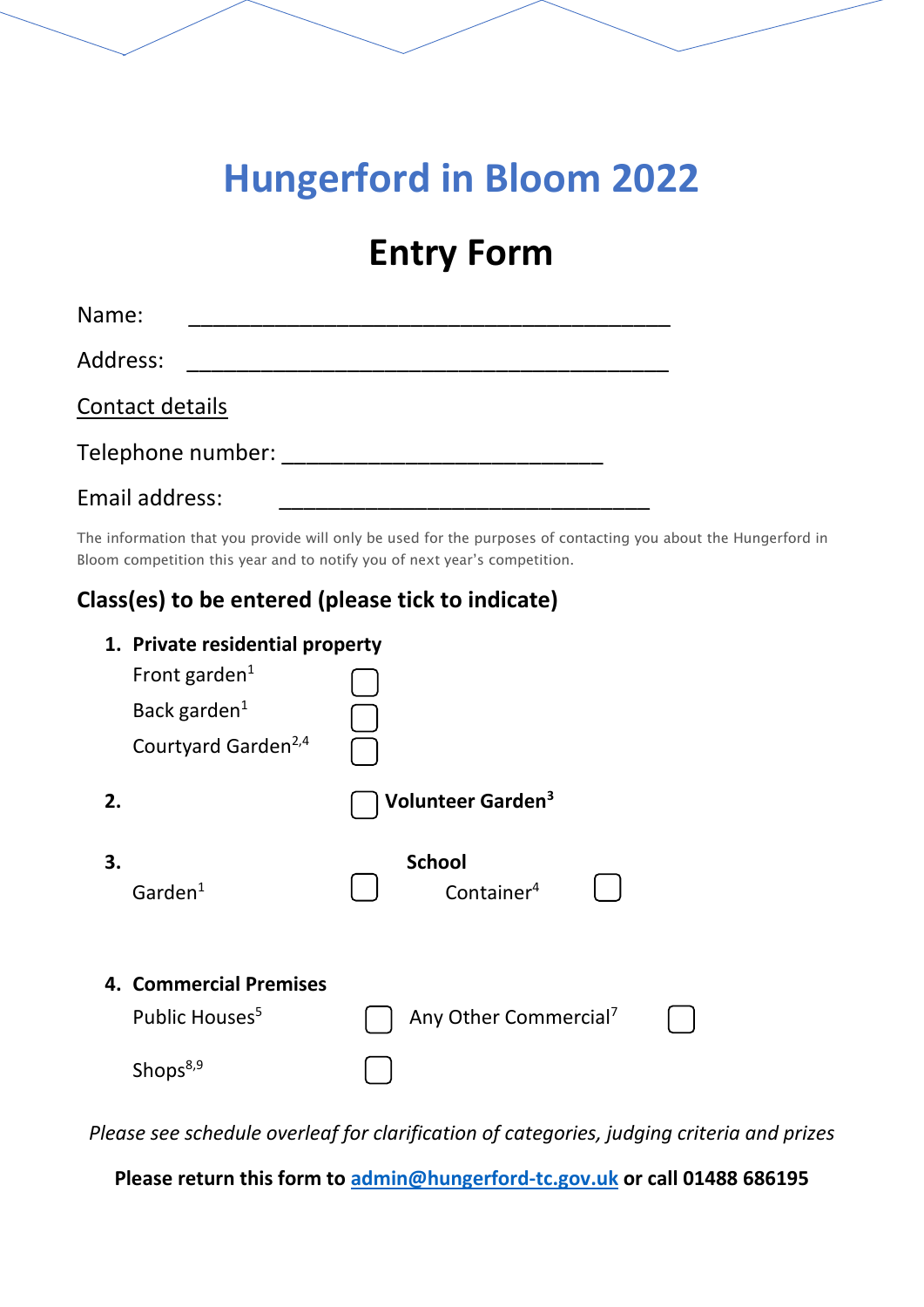# Hungerford in Bloom 2022

## Entry Form

Name: ________________________________________

Address: ________________________________________

Contact details

Telephone number: ___________________________

Email address: ________________________________

The information that you provide will only be used for the purposes of contacting you about the Hungerford in Bloom competition this year and to notify you of next year's competition.

### Class(es) to be entered (please tick to indicate)

1. **Private residential property**
   - Front garden[1] ☐
   - Back garden[1] ☐
   - Courtyard Garden[2,4] ☐

2. ☐ **Volunteer Garden[3]**

3. **School**
   - Garden[1] ☐
   - Container[4] ☐

4. **Commercial Premises**
   - Public Houses[5] ☐
   - Any Other Commercial[7] ☐
   - Shops[8,9] ☐

*Please see schedule overleaf for clarification of categories, judging criteria and prizes*

**Please return this form to [admin@hungerford-tc.gov.uk](mailto:admin@hungerford-tc.gov.uk) or call 01488 686195**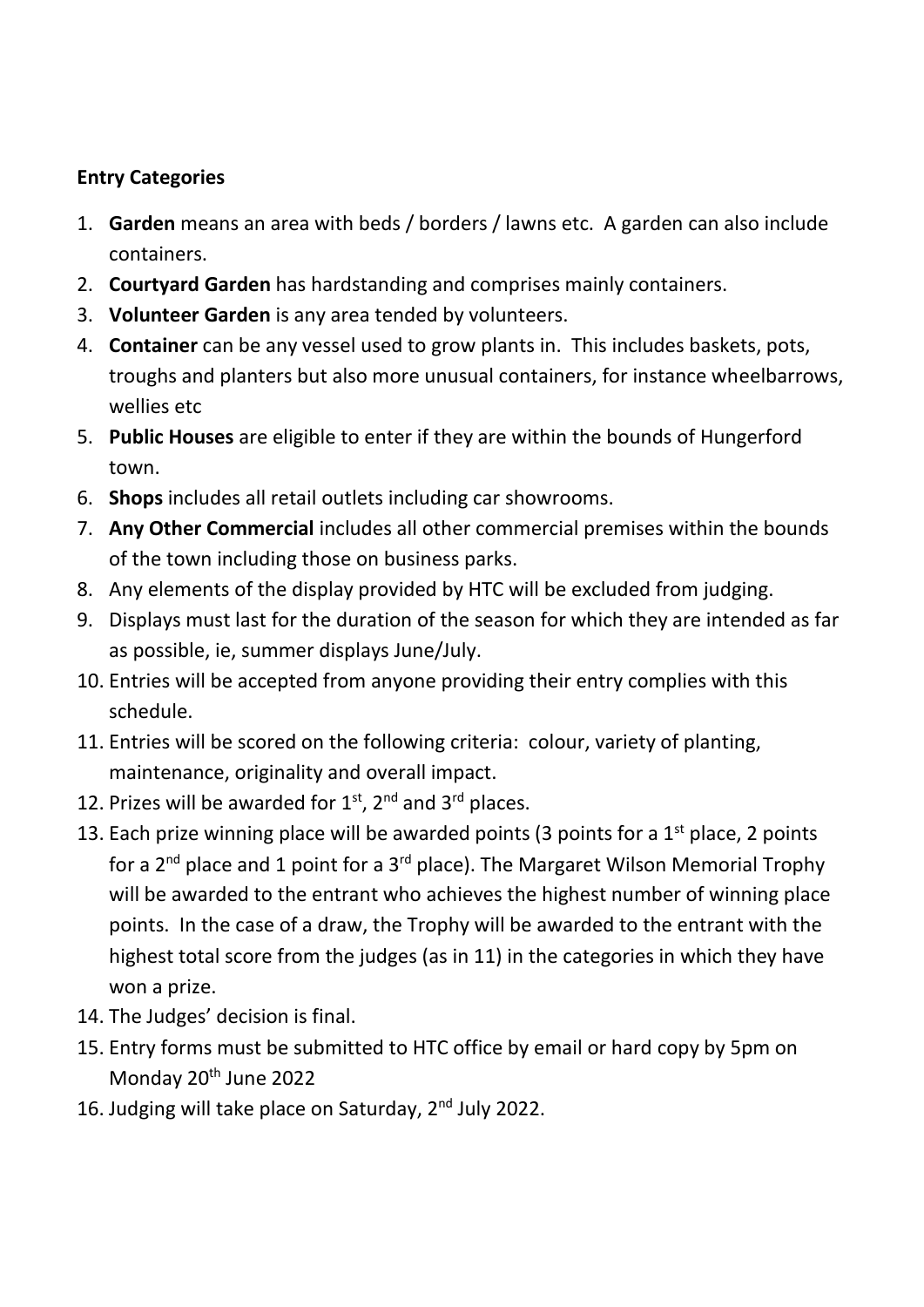**Entry Categories**

1. **Garden** means an area with beds / borders / lawns etc. A garden can also include containers.
2. **Courtyard Garden** has hardstanding and comprises mainly containers.
3. **Volunteer Garden** is any area tended by volunteers.
4. **Container** can be any vessel used to grow plants in. This includes baskets, pots, troughs and planters but also more unusual containers, for instance wheelbarrows, wellies etc
5. **Public Houses** are eligible to enter if they are within the bounds of Hungerford town.
6. **Shops** includes all retail outlets including car showrooms.
7. **Any Other Commercial** includes all other commercial premises within the bounds of the town including those on business parks.
8. Any elements of the display provided by HTC will be excluded from judging.
9. Displays must last for the duration of the season for which they are intended as far as possible, ie, summer displays June/July.
10. Entries will be accepted from anyone providing their entry complies with this schedule.
11. Entries will be scored on the following criteria: colour, variety of planting, maintenance, originality and overall impact.
12. Prizes will be awarded for 1st, 2nd and 3rd places.
13. Each prize winning place will be awarded points (3 points for a 1st place, 2 points for a 2nd place and 1 point for a 3rd place). The Margaret Wilson Memorial Trophy will be awarded to the entrant who achieves the highest number of winning place points. In the case of a draw, the Trophy will be awarded to the entrant with the highest total score from the judges (as in 11) in the categories in which they have won a prize.
14. The Judges' decision is final.
15. Entry forms must be submitted to HTC office by email or hard copy by 5pm on Monday 20th June 2022
16. Judging will take place on Saturday, 2nd July 2022.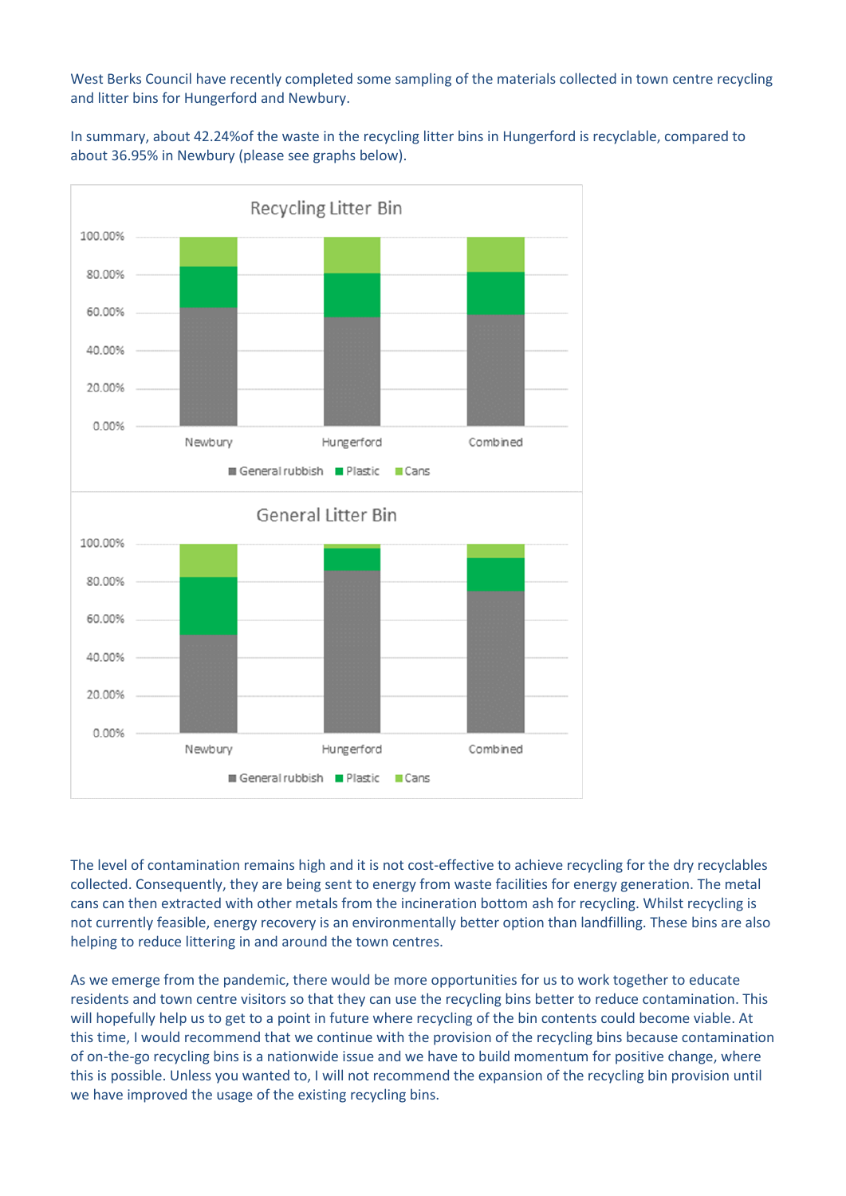West Berks Council have recently completed some sampling of the materials collected in town centre recycling and litter bins for Hungerford and Newbury.

In summary, about 42.24%of the waste in the recycling litter bins in Hungerford is recyclable, compared to about 36.95% in Newbury (please see graphs below).

Recycling Litter Bin

General Litter Bin

The level of contamination remains high and it is not cost-effective to achieve recycling for the dry recyclables collected. Consequently, they are being sent to energy from waste facilities for energy generation. The metal cans can then extracted with other metals from the incineration bottom ash for recycling. Whilst recycling is not currently feasible, energy recovery is an environmentally better option than landfilling. These bins are also helping to reduce littering in and around the town centres.

As we emerge from the pandemic, there would be more opportunities for us to work together to educate residents and town centre visitors so that they can use the recycling bins better to reduce contamination. This will hopefully help us to get to a point in future where recycling of the bin contents could become viable. At this time, I would recommend that we continue with the provision of the recycling bins because contamination of on-the-go recycling bins is a nationwide issue and we have to build momentum for positive change, where this is possible. Unless you wanted to, I will not recommend the expansion of the recycling bin provision until we have improved the usage of the existing recycling bins.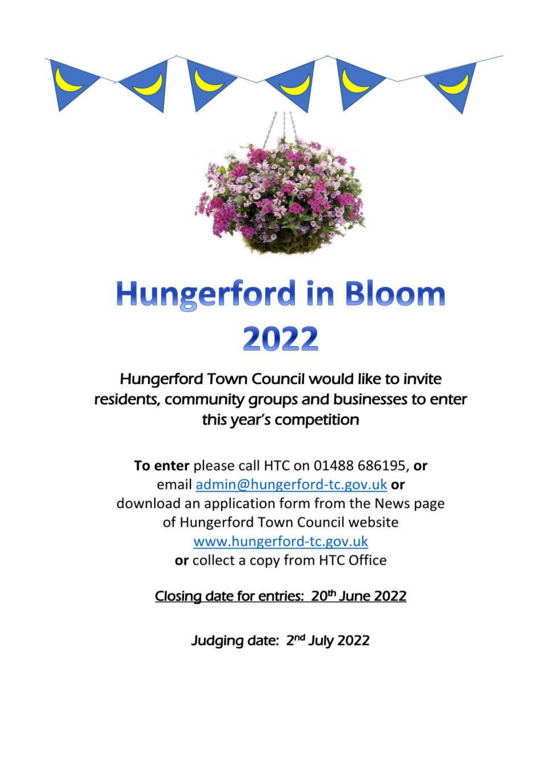# Hungerford in Bloom 2022

Hungerford Town Council would like to invite residents, community groups and businesses to enter this year's competition

**To enter** please call HTC on 01488 686195, **or** email admin@hungerford-tc.gov.uk **or** download an application form from the News page of Hungerford Town Council website www.hungerford-tc.gov.uk **or** collect a copy from HTC Office

Closing date for entries: 20th June 2022

Judging date: 2nd July 2022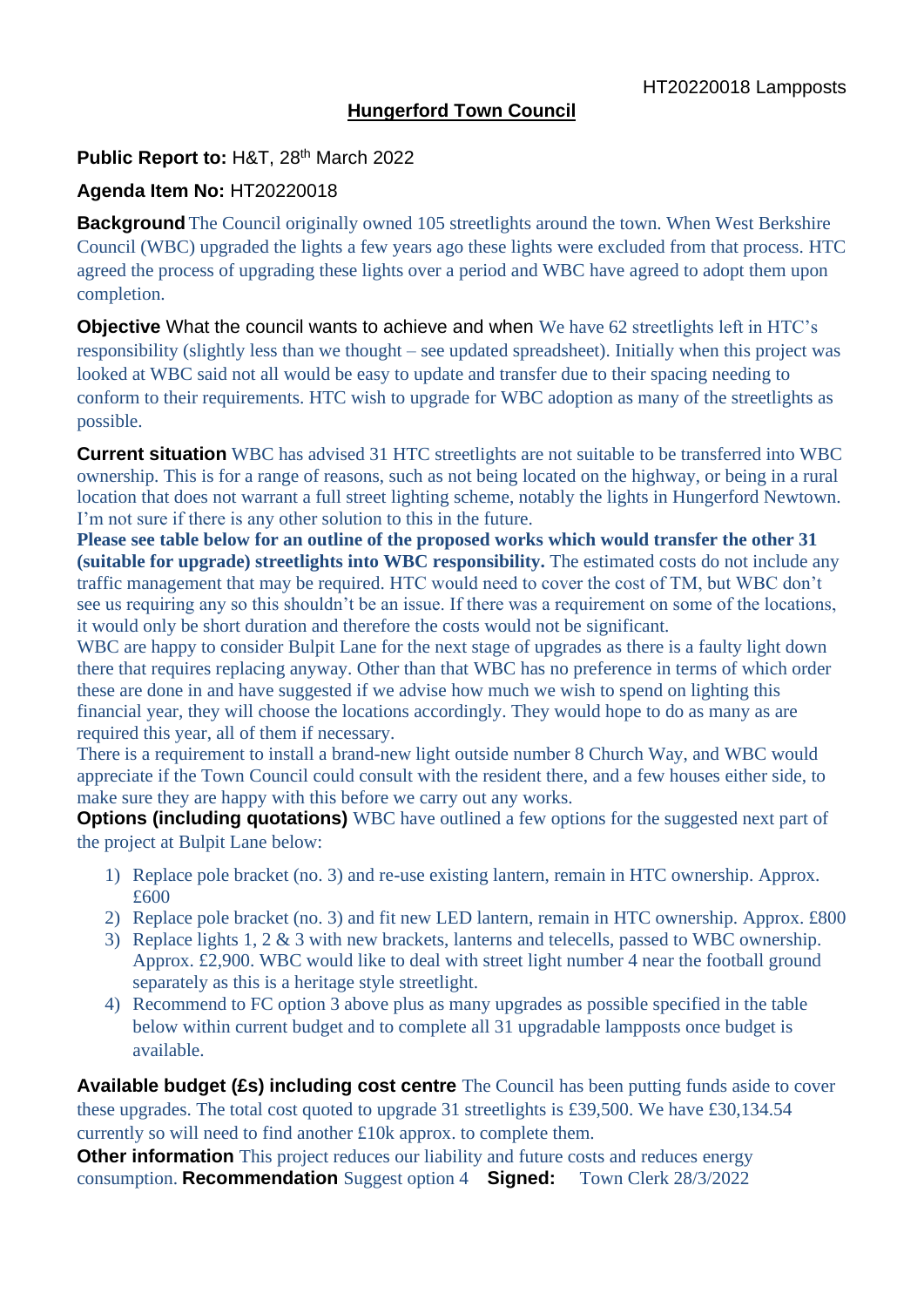HT20220018 Lampposts

# Hungerford Town Council

**Public Report to:** H&T, 28th March 2022

**Agenda Item No:** HT20220018

**Background** The Council originally owned 105 streetlights around the town. When West Berkshire Council (WBC) upgraded the lights a few years ago these lights were excluded from that process. HTC agreed the process of upgrading these lights over a period and WBC have agreed to adopt them upon completion.

**Objective** What the council wants to achieve and when We have 62 streetlights left in HTC's responsibility (slightly less than we thought – see updated spreadsheet). Initially when this project was looked at WBC said not all would be easy to update and transfer due to their spacing needing to conform to their requirements. HTC wish to upgrade for WBC adoption as many of the streetlights as possible.

**Current situation** WBC has advised 31 HTC streetlights are not suitable to be transferred into WBC ownership. This is for a range of reasons, such as not being located on the highway, or being in a rural location that does not warrant a full street lighting scheme, notably the lights in Hungerford Newtown. I'm not sure if there is any other solution to this in the future.

**Please see table below for an outline of the proposed works which would transfer the other 31 (suitable for upgrade) streetlights into WBC responsibility.** The estimated costs do not include any traffic management that may be required. HTC would need to cover the cost of TM, but WBC don't see us requiring any so this shouldn't be an issue. If there was a requirement on some of the locations, it would only be short duration and therefore the costs would not be significant.

WBC are happy to consider Bulpit Lane for the next stage of upgrades as there is a faulty light down there that requires replacing anyway. Other than that WBC has no preference in terms of which order these are done in and have suggested if we advise how much we wish to spend on lighting this financial year, they will choose the locations accordingly. They would hope to do as many as are required this year, all of them if necessary.

There is a requirement to install a brand-new light outside number 8 Church Way, and WBC would appreciate if the Town Council could consult with the resident there, and a few houses either side, to make sure they are happy with this before we carry out any works.

**Options (including quotations)** WBC have outlined a few options for the suggested next part of the project at Bulpit Lane below:

1) Replace pole bracket (no. 3) and re-use existing lantern, remain in HTC ownership. Approx. £600
2) Replace pole bracket (no. 3) and fit new LED lantern, remain in HTC ownership. Approx. £800
3) Replace lights 1, 2 & 3 with new brackets, lanterns and telecells, passed to WBC ownership. Approx. £2,900. WBC would like to deal with street light number 4 near the football ground separately as this is a heritage style streetlight.
4) Recommend to FC option 3 above plus as many upgrades as possible specified in the table below within current budget and to complete all 31 upgradable lampposts once budget is available.

**Available budget (£s) including cost centre** The Council has been putting funds aside to cover these upgrades. The total cost quoted to upgrade 31 streetlights is £39,500. We have £30,134.54 currently so will need to find another £10k approx. to complete them.

**Other information** This project reduces our liability and future costs and reduces energy consumption. **Recommendation** Suggest option 4 **Signed:** Town Clerk 28/3/2022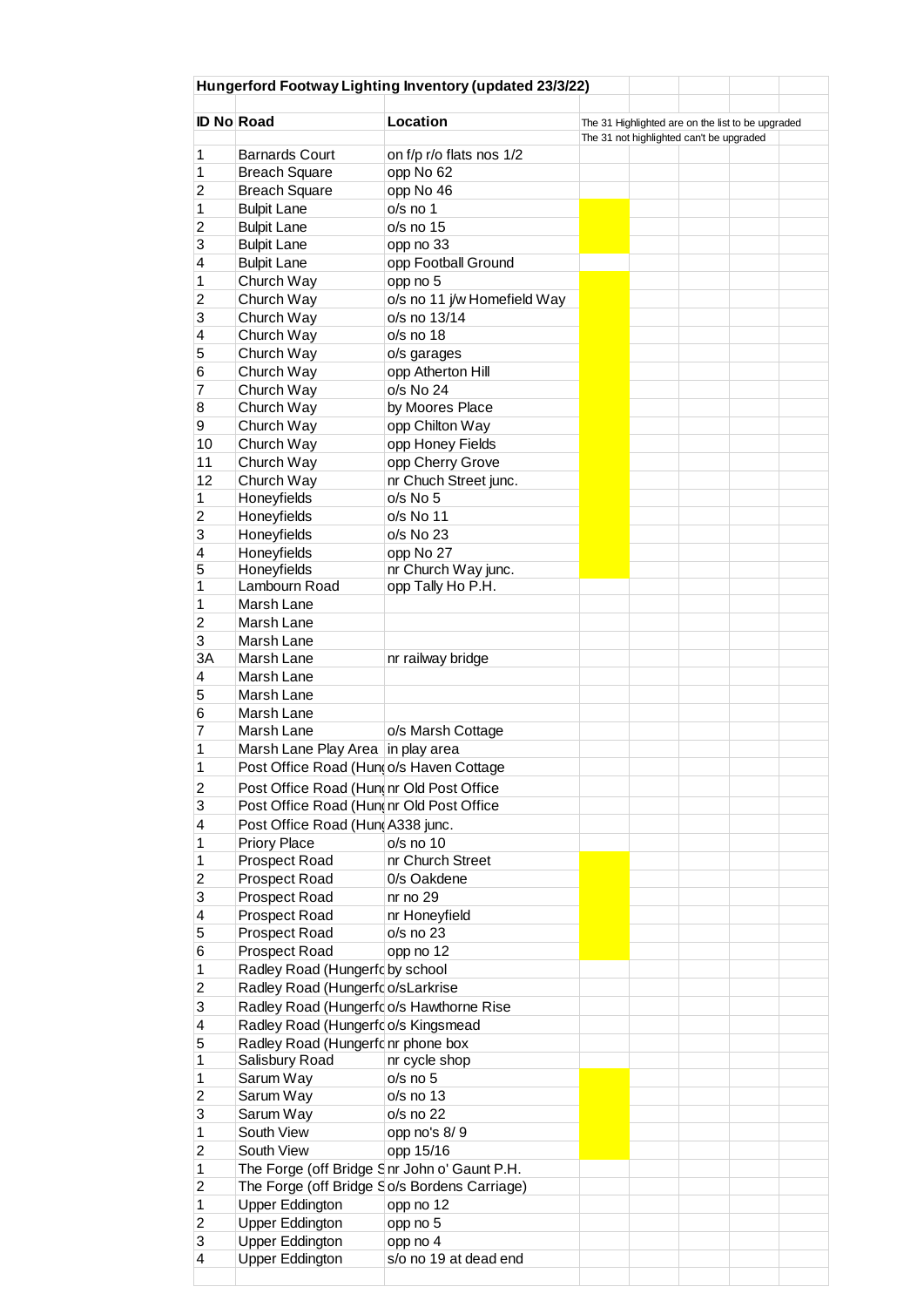**Hungerford Footway Lighting Inventory (updated 23/3/22)**

| ID No | Road | Location | The 31 Highlighted are on the list to be upgraded<br>The 31 not highlighted can't be upgraded |
|---|---|---|---|
| 1 | Barnards Court | on f/p r/o flats nos 1/2 | |
| 1 | Breach Square | opp No 62 | |
| 2 | Breach Square | opp No 46 | |
| 1 | Bulpit Lane | o/s no 1 | |
| 2 | Bulpit Lane | o/s no 15 | |
| 3 | Bulpit Lane | opp no 33 | |
| 4 | Bulpit Lane | opp Football Ground | |
| 1 | Church Way | opp no 5 | |
| 2 | Church Way | o/s no 11 j/w Homefield Way | |
| 3 | Church Way | o/s no 13/14 | |
| 4 | Church Way | o/s no 18 | |
| 5 | Church Way | o/s garages | |
| 6 | Church Way | opp Atherton Hill | |
| 7 | Church Way | o/s No 24 | |
| 8 | Church Way | by Moores Place | |
| 9 | Church Way | opp Chilton Way | |
| 10 | Church Way | opp Honey Fields | |
| 11 | Church Way | opp Cherry Grove | |
| 12 | Church Way | nr Chuch Street junc. | |
| 1 | Honeyfields | o/s No 5 | |
| 2 | Honeyfields | o/s No 11 | |
| 3 | Honeyfields | o/s No 23 | |
| 4 | Honeyfields | opp No 27 | |
| 5 | Honeyfields | nr Church Way junc. | |
| 1 | Lambourn Road | opp Tally Ho P.H. | |
| 1 | Marsh Lane | | |
| 2 | Marsh Lane | | |
| 3 | Marsh Lane | | |
| 3A | Marsh Lane | nr railway bridge | |
| 4 | Marsh Lane | | |
| 5 | Marsh Lane | | |
| 6 | Marsh Lane | | |
| 7 | Marsh Lane | o/s Marsh Cottage | |
| 1 | Marsh Lane Play Area | in play area | |
| 1 | Post Office Road (Hun | o/s Haven Cottage | |
| 2 | Post Office Road (Hun | nr Old Post Office | |
| 3 | Post Office Road (Hun | nr Old Post Office | |
| 4 | Post Office Road (Hun | A338 junc. | |
| 1 | Priory Place | o/s no 10 | |
| 1 | Prospect Road | nr Church Street | |
| 2 | Prospect Road | 0/s Oakdene | |
| 3 | Prospect Road | nr no 29 | |
| 4 | Prospect Road | nr Honeyfield | |
| 5 | Prospect Road | o/s no 23 | |
| 6 | Prospect Road | opp no 12 | |
| 1 | Radley Road (Hungerf | by school | |
| 2 | Radley Road (Hungerf | o/sLarkrise | |
| 3 | Radley Road (Hungerf | o/s Hawthorne Rise | |
| 4 | Radley Road (Hungerf | o/s Kingsmead | |
| 5 | Radley Road (Hungerf | nr phone box | |
| 1 | Salisbury Road | nr cycle shop | |
| 1 | Sarum Way | o/s no 5 | |
| 2 | Sarum Way | o/s no 13 | |
| 3 | Sarum Way | o/s no 22 | |
| 1 | South View | opp no's 8/ 9 | |
| 2 | South View | opp 15/16 | |
| 1 | The Forge (off Bridge S | nr John o' Gaunt P.H. | |
| 2 | The Forge (off Bridge S | o/s Bordens Carriage) | |
| 1 | Upper Eddington | opp no 12 | |
| 2 | Upper Eddington | opp no 5 | |
| 3 | Upper Eddington | opp no 4 | |
| 4 | Upper Eddington | s/o no 19 at dead end | |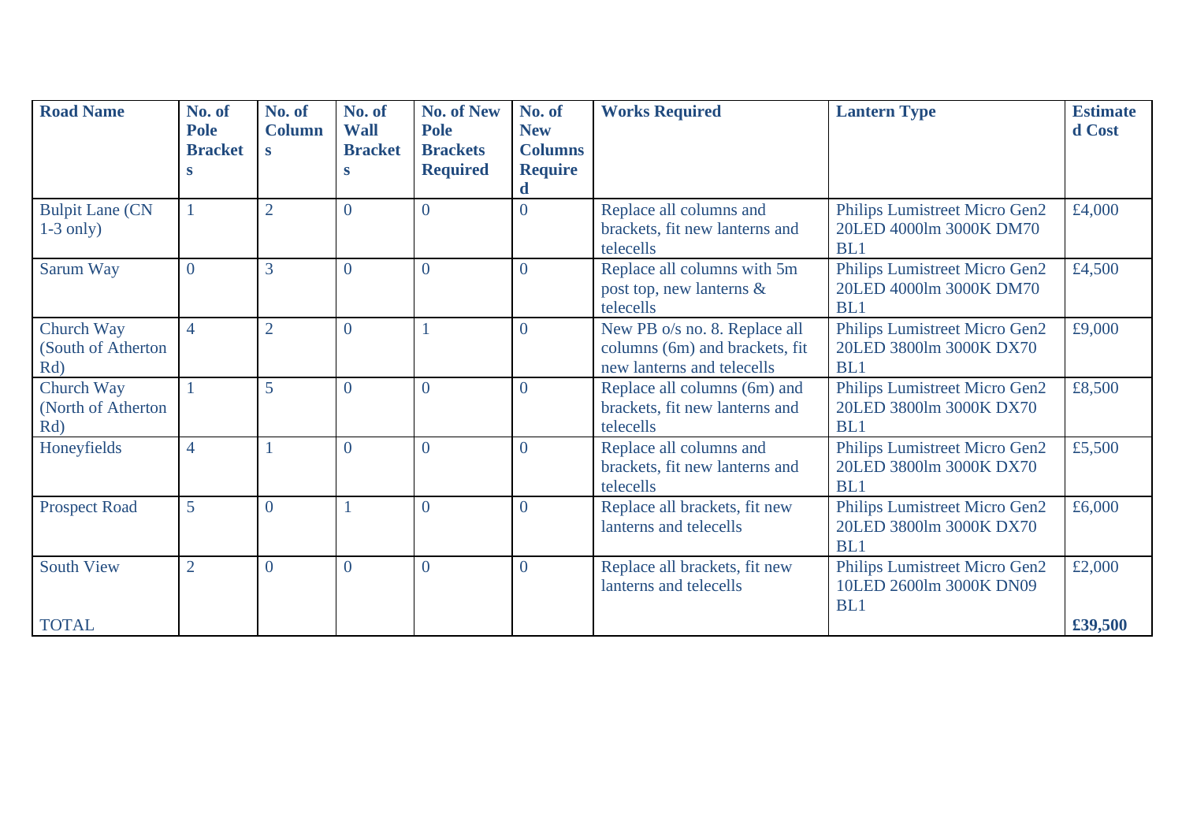| Road Name | No. of Pole Brackets | No. of Columns | No. of Wall Brackets | No. of New Pole Brackets Required | No. of New Columns Required | Works Required | Lantern Type | Estimated Cost |
|---|---|---|---|---|---|---|---|---|
| Bulpit Lane (CN 1-3 only) | 1 | 2 | 0 | 0 | 0 | Replace all columns and brackets, fit new lanterns and telecells | Philips Lumistreet Micro Gen2 20LED 4000lm 3000K DM70 BL1 | £4,000 |
| Sarum Way | 0 | 3 | 0 | 0 | 0 | Replace all columns with 5m post top, new lanterns & telecells | Philips Lumistreet Micro Gen2 20LED 4000lm 3000K DM70 BL1 | £4,500 |
| Church Way (South of Atherton Rd) | 4 | 2 | 0 | 1 | 0 | New PB o/s no. 8. Replace all columns (6m) and brackets, fit new lanterns and telecells | Philips Lumistreet Micro Gen2 20LED 3800lm 3000K DX70 BL1 | £9,000 |
| Church Way (North of Atherton Rd) | 1 | 5 | 0 | 0 | 0 | Replace all columns (6m) and brackets, fit new lanterns and telecells | Philips Lumistreet Micro Gen2 20LED 3800lm 3000K DX70 BL1 | £8,500 |
| Honeyfields | 4 | 1 | 0 | 0 | 0 | Replace all columns and brackets, fit new lanterns and telecells | Philips Lumistreet Micro Gen2 20LED 3800lm 3000K DX70 BL1 | £5,500 |
| Prospect Road | 5 | 0 | 1 | 0 | 0 | Replace all brackets, fit new lanterns and telecells | Philips Lumistreet Micro Gen2 20LED 3800lm 3000K DX70 BL1 | £6,000 |
| South View | 2 | 0 | 0 | 0 | 0 | Replace all brackets, fit new lanterns and telecells | Philips Lumistreet Micro Gen2 10LED 2600lm 3000K DN09 BL1 | £2,000 |
| TOTAL | | | | | | | | **£39,500** |